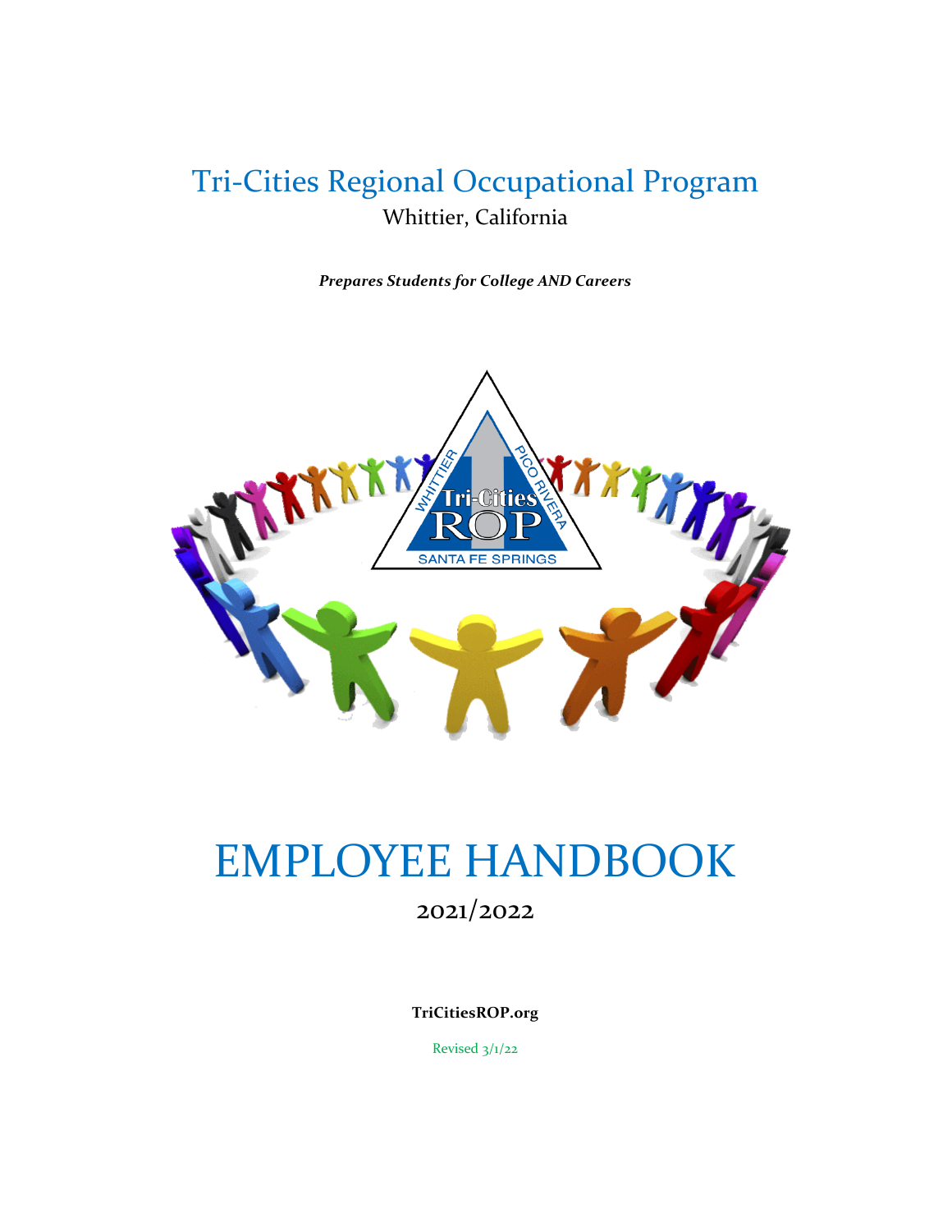# Tri-Cities Regional Occupational Program

Whittier, California

***Prepares Students for College AND Careers***

# EMPLOYEE HANDBOOK

2021/2022

**TriCitiesROP.org**

Revised 3/1/22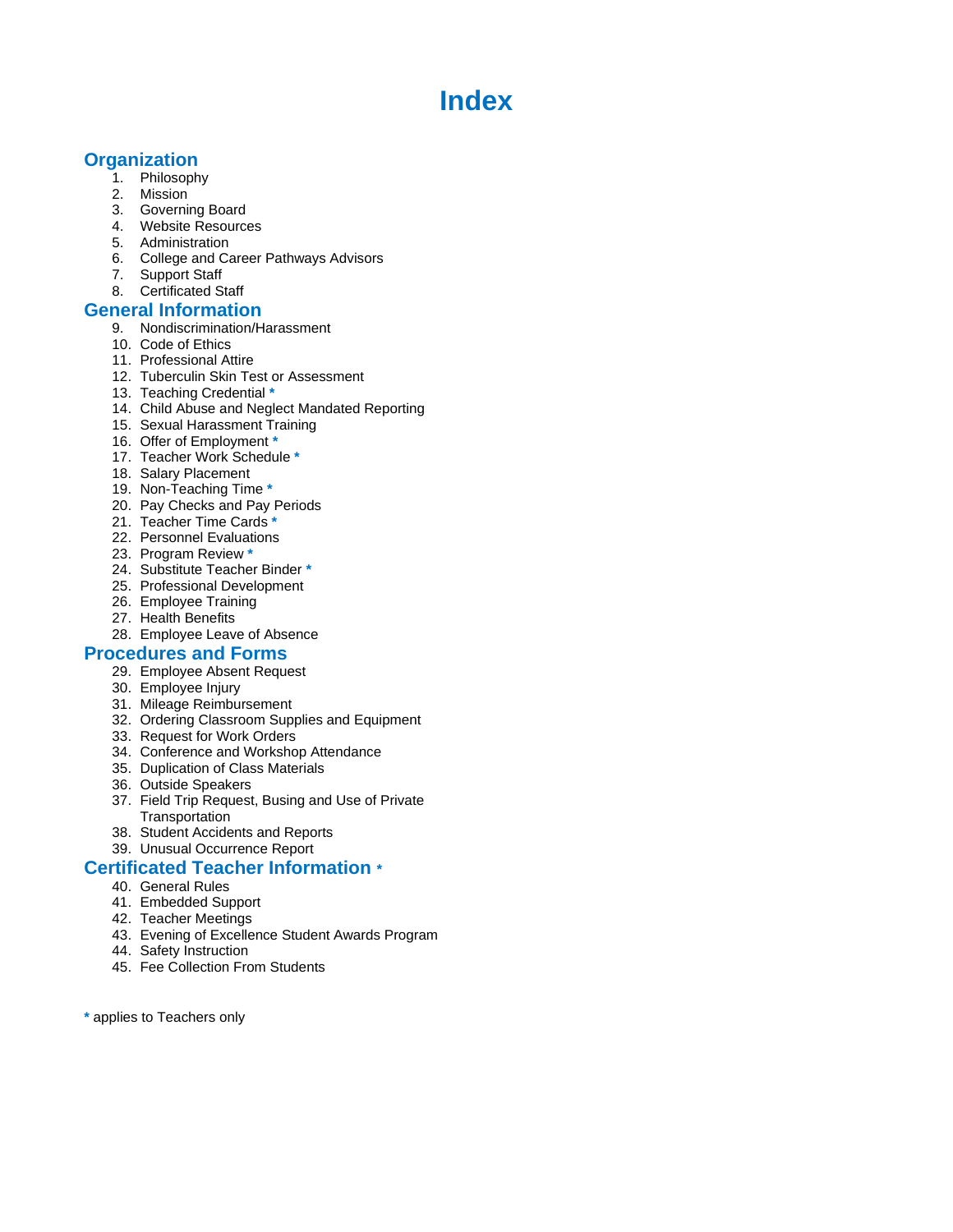# Index

## Organization

1. Philosophy
2. Mission
3. Governing Board
4. Website Resources
5. Administration
6. College and Career Pathways Advisors
7. Support Staff
8. Certificated Staff

## General Information

9. Nondiscrimination/Harassment
10. Code of Ethics
11. Professional Attire
12. Tuberculin Skin Test or Assessment
13. Teaching Credential *
14. Child Abuse and Neglect Mandated Reporting
15. Sexual Harassment Training
16. Offer of Employment *
17. Teacher Work Schedule *
18. Salary Placement
19. Non-Teaching Time *
20. Pay Checks and Pay Periods
21. Teacher Time Cards *
22. Personnel Evaluations
23. Program Review *
24. Substitute Teacher Binder *
25. Professional Development
26. Employee Training
27. Health Benefits
28. Employee Leave of Absence

## Procedures and Forms

29. Employee Absent Request
30. Employee Injury
31. Mileage Reimbursement
32. Ordering Classroom Supplies and Equipment
33. Request for Work Orders
34. Conference and Workshop Attendance
35. Duplication of Class Materials
36. Outside Speakers
37. Field Trip Request, Busing and Use of Private Transportation
38. Student Accidents and Reports
39. Unusual Occurrence Report

## Certificated Teacher Information *

40. General Rules
41. Embedded Support
42. Teacher Meetings
43. Evening of Excellence Student Awards Program
44. Safety Instruction
45. Fee Collection From Students

* applies to Teachers only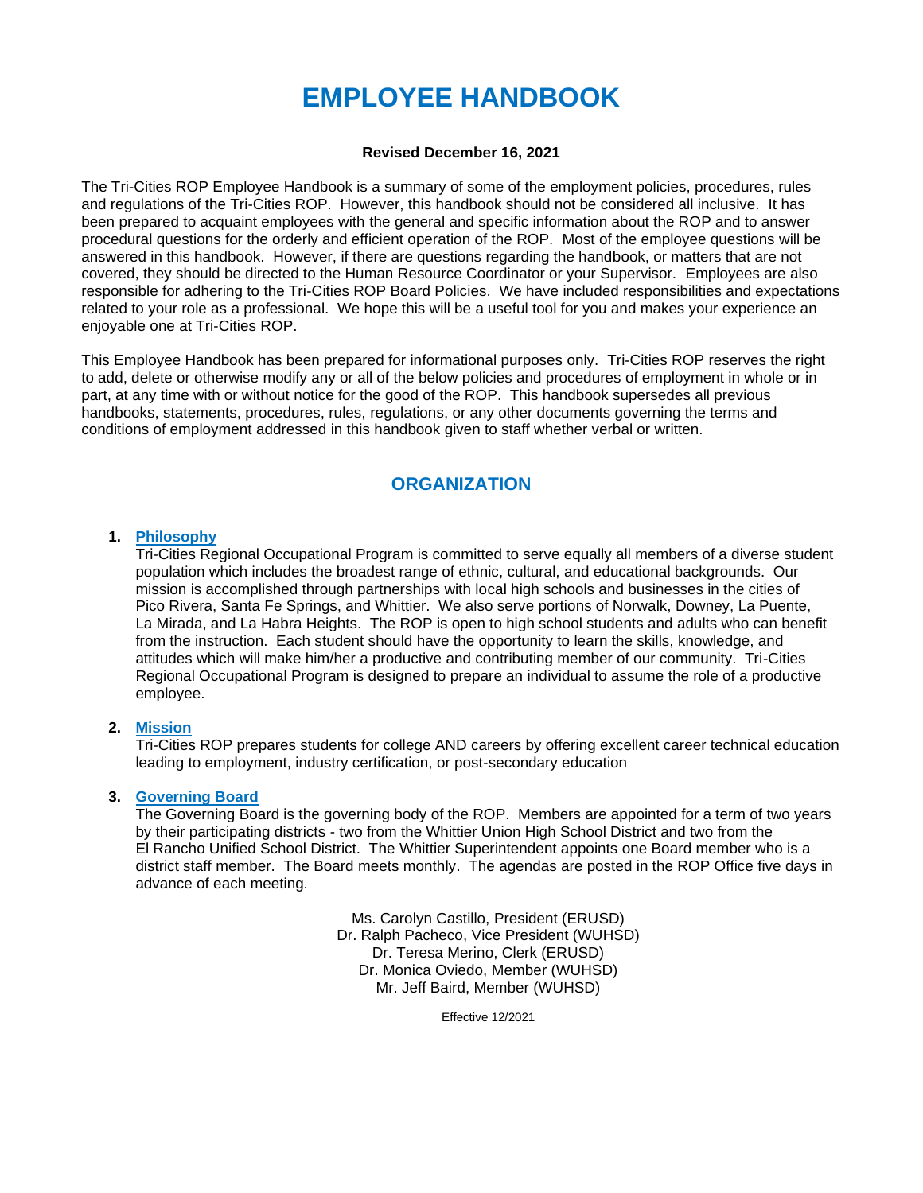# EMPLOYEE HANDBOOK

**Revised December 16, 2021**

The Tri-Cities ROP Employee Handbook is a summary of some of the employment policies, procedures, rules and regulations of the Tri-Cities ROP. However, this handbook should not be considered all inclusive. It has been prepared to acquaint employees with the general and specific information about the ROP and to answer procedural questions for the orderly and efficient operation of the ROP. Most of the employee questions will be answered in this handbook. However, if there are questions regarding the handbook, or matters that are not covered, they should be directed to the Human Resource Coordinator or your Supervisor. Employees are also responsible for adhering to the Tri-Cities ROP Board Policies. We have included responsibilities and expectations related to your role as a professional. We hope this will be a useful tool for you and makes your experience an enjoyable one at Tri-Cities ROP.

This Employee Handbook has been prepared for informational purposes only. Tri-Cities ROP reserves the right to add, delete or otherwise modify any or all of the below policies and procedures of employment in whole or in part, at any time with or without notice for the good of the ROP. This handbook supersedes all previous handbooks, statements, procedures, rules, regulations, or any other documents governing the terms and conditions of employment addressed in this handbook given to staff whether verbal or written.

## ORGANIZATION

1. **Philosophy**
   Tri-Cities Regional Occupational Program is committed to serve equally all members of a diverse student population which includes the broadest range of ethnic, cultural, and educational backgrounds. Our mission is accomplished through partnerships with local high schools and businesses in the cities of Pico Rivera, Santa Fe Springs, and Whittier. We also serve portions of Norwalk, Downey, La Puente, La Mirada, and La Habra Heights. The ROP is open to high school students and adults who can benefit from the instruction. Each student should have the opportunity to learn the skills, knowledge, and attitudes which will make him/her a productive and contributing member of our community. Tri-Cities Regional Occupational Program is designed to prepare an individual to assume the role of a productive employee.

2. **Mission**
   Tri-Cities ROP prepares students for college AND careers by offering excellent career technical education leading to employment, industry certification, or post-secondary education

3. **Governing Board**
   The Governing Board is the governing body of the ROP. Members are appointed for a term of two years by their participating districts - two from the Whittier Union High School District and two from the El Rancho Unified School District. The Whittier Superintendent appoints one Board member who is a district staff member. The Board meets monthly. The agendas are posted in the ROP Office five days in advance of each meeting.

   Ms. Carolyn Castillo, President (ERUSD)
   Dr. Ralph Pacheco, Vice President (WUHSD)
   Dr. Teresa Merino, Clerk (ERUSD)
   Dr. Monica Oviedo, Member (WUHSD)
   Mr. Jeff Baird, Member (WUHSD)

Effective 12/2021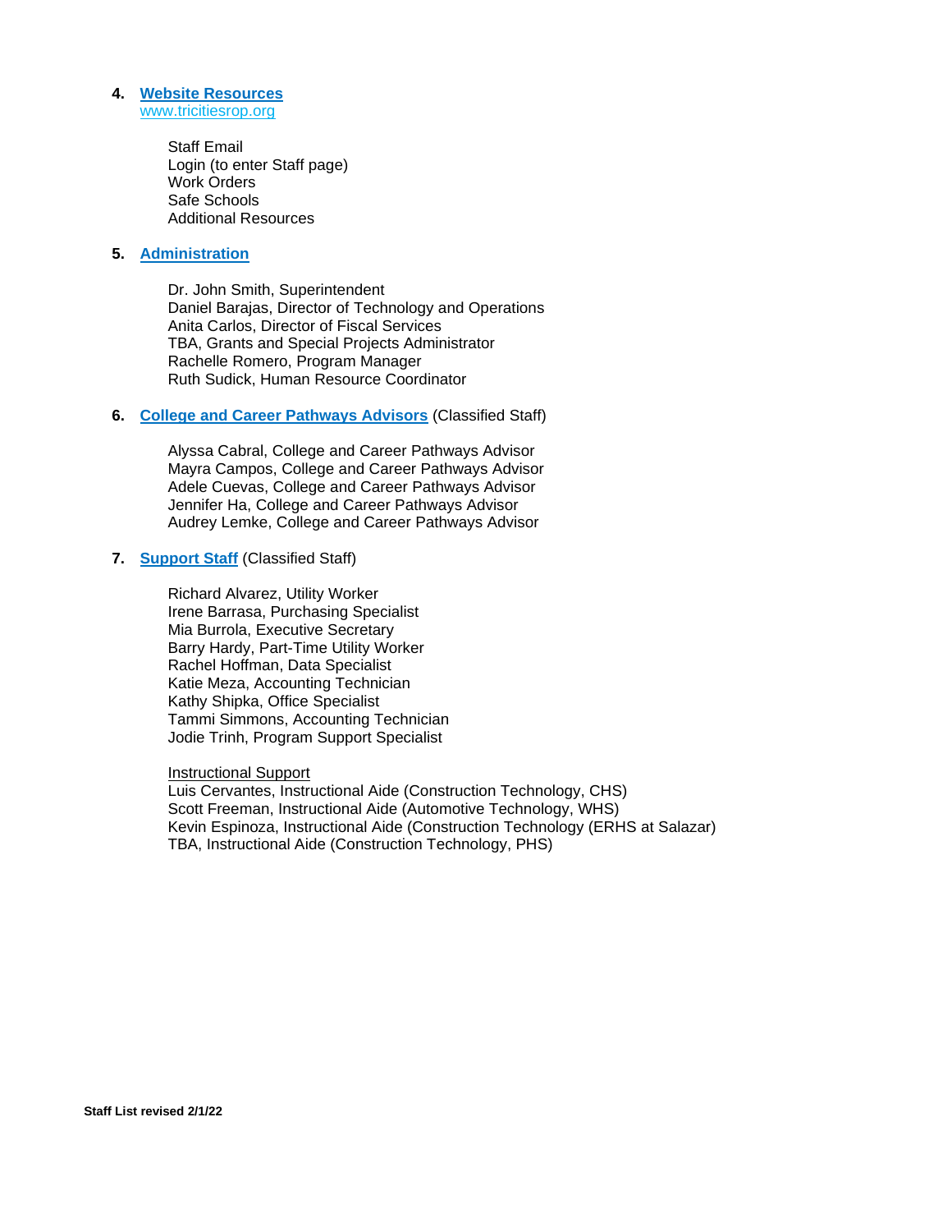4. **[Website Resources](#)**
   [www.tricitiesrop.org](http://www.tricitiesrop.org)

   Staff Email
   Login (to enter Staff page)
   Work Orders
   Safe Schools
   Additional Resources

5. **[Administration](#)**

   Dr. John Smith, Superintendent
   Daniel Barajas, Director of Technology and Operations
   Anita Carlos, Director of Fiscal Services
   TBA, Grants and Special Projects Administrator
   Rachelle Romero, Program Manager
   Ruth Sudick, Human Resource Coordinator

6. **[College and Career Pathways Advisors](#)** (Classified Staff)

   Alyssa Cabral, College and Career Pathways Advisor
   Mayra Campos, College and Career Pathways Advisor
   Adele Cuevas, College and Career Pathways Advisor
   Jennifer Ha, College and Career Pathways Advisor
   Audrey Lemke, College and Career Pathways Advisor

7. **[Support Staff](#)** (Classified Staff)

   Richard Alvarez, Utility Worker
   Irene Barrasa, Purchasing Specialist
   Mia Burrola, Executive Secretary
   Barry Hardy, Part-Time Utility Worker
   Rachel Hoffman, Data Specialist
   Katie Meza, Accounting Technician
   Kathy Shipka, Office Specialist
   Tammi Simmons, Accounting Technician
   Jodie Trinh, Program Support Specialist

   <u>Instructional Support</u>
   Luis Cervantes, Instructional Aide (Construction Technology, CHS)
   Scott Freeman, Instructional Aide (Automotive Technology, WHS)
   Kevin Espinoza, Instructional Aide (Construction Technology (ERHS at Salazar)
   TBA, Instructional Aide (Construction Technology, PHS)

**Staff List revised 2/1/22**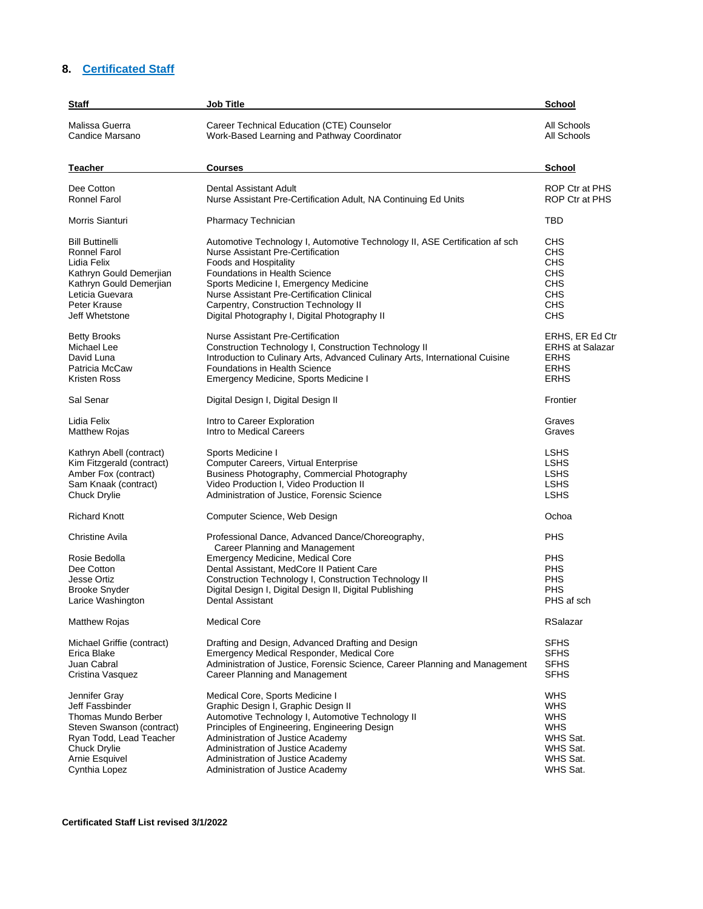## 8. Certificated Staff

| Staff | Job Title | School |
|---|---|---|
| Malissa Guerra | Career Technical Education (CTE) Counselor | All Schools |
| Candice Marsano | Work-Based Learning and Pathway Coordinator | All Schools |

| Teacher | Courses | School |
|---|---|---|
| Dee Cotton | Dental Assistant Adult | ROP Ctr at PHS |
| Ronnel Farol | Nurse Assistant Pre-Certification Adult, NA Continuing Ed Units | ROP Ctr at PHS |
| Morris Sianturi | Pharmacy Technician | TBD |
| Bill Buttinelli | Automotive Technology I, Automotive Technology II, ASE Certification af sch | CHS |
| Ronnel Farol | Nurse Assistant Pre-Certification | CHS |
| Lidia Felix | Foods and Hospitality | CHS |
| Kathryn Gould Demerjian | Foundations in Health Science | CHS |
| Kathryn Gould Demerjian | Sports Medicine I, Emergency Medicine | CHS |
| Leticia Guevara | Nurse Assistant Pre-Certification Clinical | CHS |
| Peter Krause | Carpentry, Construction Technology II | CHS |
| Jeff Whetstone | Digital Photography I, Digital Photography II | CHS |
| Betty Brooks | Nurse Assistant Pre-Certification | ERHS, ER Ed Ctr |
| Michael Lee | Construction Technology I, Construction Technology II | ERHS at Salazar |
| David Luna | Introduction to Culinary Arts, Advanced Culinary Arts, International Cuisine | ERHS |
| Patricia McCaw | Foundations in Health Science | ERHS |
| Kristen Ross | Emergency Medicine, Sports Medicine I | ERHS |
| Sal Senar | Digital Design I, Digital Design II | Frontier |
| Lidia Felix | Intro to Career Exploration | Graves |
| Matthew Rojas | Intro to Medical Careers | Graves |
| Kathryn Abell (contract) | Sports Medicine I | LSHS |
| Kim Fitzgerald (contract) | Computer Careers, Virtual Enterprise | LSHS |
| Amber Fox (contract) | Business Photography, Commercial Photography | LSHS |
| Sam Knaak (contract) | Video Production I, Video Production II | LSHS |
| Chuck Drylie | Administration of Justice, Forensic Science | LSHS |
| Richard Knott | Computer Science, Web Design | Ochoa |
| Christine Avila | Professional Dance, Advanced Dance/Choreography, Career Planning and Management | PHS |
| Rosie Bedolla | Emergency Medicine, Medical Core | PHS |
| Dee Cotton | Dental Assistant, MedCore II Patient Care | PHS |
| Jesse Ortiz | Construction Technology I, Construction Technology II | PHS |
| Brooke Snyder | Digital Design I, Digital Design II, Digital Publishing | PHS |
| Larice Washington | Dental Assistant | PHS af sch |
| Matthew Rojas | Medical Core | RSalazar |
| Michael Griffie (contract) | Drafting and Design, Advanced Drafting and Design | SFHS |
| Erica Blake | Emergency Medical Responder, Medical Core | SFHS |
| Juan Cabral | Administration of Justice, Forensic Science, Career Planning and Management | SFHS |
| Cristina Vasquez | Career Planning and Management | SFHS |
| Jennifer Gray | Medical Core, Sports Medicine I | WHS |
| Jeff Fassbinder | Graphic Design I, Graphic Design II | WHS |
| Thomas Mundo Berber | Automotive Technology I, Automotive Technology II | WHS |
| Steven Swanson (contract) | Principles of Engineering, Engineering Design | WHS |
| Ryan Todd, Lead Teacher | Administration of Justice Academy | WHS Sat. |
| Chuck Drylie | Administration of Justice Academy | WHS Sat. |
| Arnie Esquivel | Administration of Justice Academy | WHS Sat. |
| Cynthia Lopez | Administration of Justice Academy | WHS Sat. |

**Certificated Staff List revised 3/1/2022**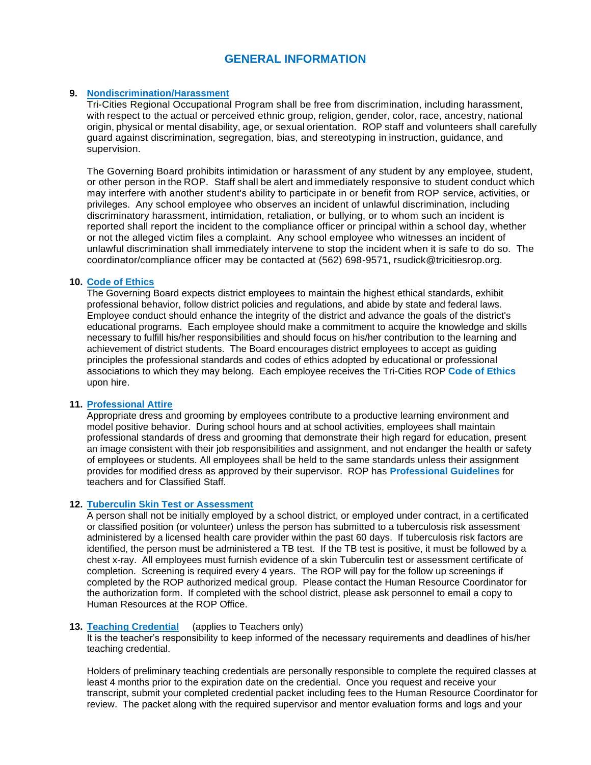# GENERAL INFORMATION

**9. Nondiscrimination/Harassment**

Tri-Cities Regional Occupational Program shall be free from discrimination, including harassment, with respect to the actual or perceived ethnic group, religion, gender, color, race, ancestry, national origin, physical or mental disability, age, or sexual orientation. ROP staff and volunteers shall carefully guard against discrimination, segregation, bias, and stereotyping in instruction, guidance, and supervision.

The Governing Board prohibits intimidation or harassment of any student by any employee, student, or other person in the ROP. Staff shall be alert and immediately responsive to student conduct which may interfere with another student's ability to participate in or benefit from ROP service, activities, or privileges. Any school employee who observes an incident of unlawful discrimination, including discriminatory harassment, intimidation, retaliation, or bullying, or to whom such an incident is reported shall report the incident to the compliance officer or principal within a school day, whether or not the alleged victim files a complaint. Any school employee who witnesses an incident of unlawful discrimination shall immediately intervene to stop the incident when it is safe to do so. The coordinator/compliance officer may be contacted at (562) 698-9571, rsudick@tricitiesrop.org.

**10. Code of Ethics**

The Governing Board expects district employees to maintain the highest ethical standards, exhibit professional behavior, follow district policies and regulations, and abide by state and federal laws. Employee conduct should enhance the integrity of the district and advance the goals of the district's educational programs. Each employee should make a commitment to acquire the knowledge and skills necessary to fulfill his/her responsibilities and should focus on his/her contribution to the learning and achievement of district students. The Board encourages district employees to accept as guiding principles the professional standards and codes of ethics adopted by educational or professional associations to which they may belong. Each employee receives the Tri-Cities ROP **Code of Ethics** upon hire.

**11. Professional Attire**

Appropriate dress and grooming by employees contribute to a productive learning environment and model positive behavior. During school hours and at school activities, employees shall maintain professional standards of dress and grooming that demonstrate their high regard for education, present an image consistent with their job responsibilities and assignment, and not endanger the health or safety of employees or students. All employees shall be held to the same standards unless their assignment provides for modified dress as approved by their supervisor. ROP has **Professional Guidelines** for teachers and for Classified Staff.

**12. Tuberculin Skin Test or Assessment**

A person shall not be initially employed by a school district, or employed under contract, in a certificated or classified position (or volunteer) unless the person has submitted to a tuberculosis risk assessment administered by a licensed health care provider within the past 60 days. If tuberculosis risk factors are identified, the person must be administered a TB test. If the TB test is positive, it must be followed by a chest x-ray. All employees must furnish evidence of a skin Tuberculin test or assessment certificate of completion. Screening is required every 4 years. The ROP will pay for the follow up screenings if completed by the ROP authorized medical group. Please contact the Human Resource Coordinator for the authorization form. If completed with the school district, please ask personnel to email a copy to Human Resources at the ROP Office.

**13. Teaching Credential** (applies to Teachers only)

It is the teacher's responsibility to keep informed of the necessary requirements and deadlines of his/her teaching credential.

Holders of preliminary teaching credentials are personally responsible to complete the required classes at least 4 months prior to the expiration date on the credential. Once you request and receive your transcript, submit your completed credential packet including fees to the Human Resource Coordinator for review. The packet along with the required supervisor and mentor evaluation forms and logs and your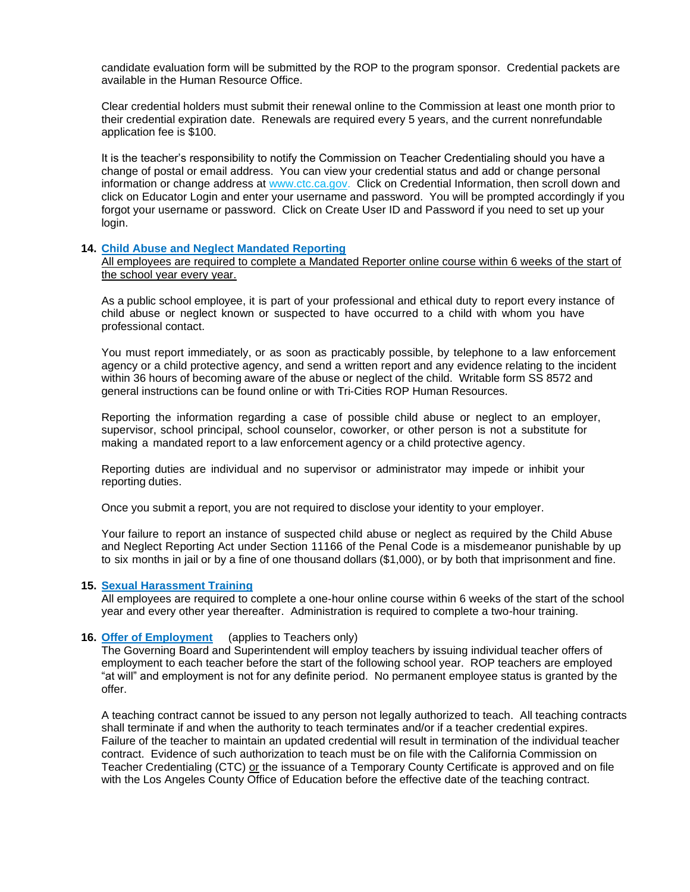candidate evaluation form will be submitted by the ROP to the program sponsor. Credential packets are available in the Human Resource Office.

Clear credential holders must submit their renewal online to the Commission at least one month prior to their credential expiration date. Renewals are required every 5 years, and the current nonrefundable application fee is $100.

It is the teacher's responsibility to notify the Commission on Teacher Credentialing should you have a change of postal or email address. You can view your credential status and add or change personal information or change address at [www.ctc.ca.gov](http://www.ctc.ca.gov). Click on Credential Information, then scroll down and click on Educator Login and enter your username and password. You will be prompted accordingly if you forgot your username or password. Click on Create User ID and Password if you need to set up your login.

### 14. Child Abuse and Neglect Mandated Reporting

<u>All employees are required to complete a Mandated Reporter online course within 6 weeks of the start of the school year every year.</u>

As a public school employee, it is part of your professional and ethical duty to report every instance of child abuse or neglect known or suspected to have occurred to a child with whom you have professional contact.

You must report immediately, or as soon as practicably possible, by telephone to a law enforcement agency or a child protective agency, and send a written report and any evidence relating to the incident within 36 hours of becoming aware of the abuse or neglect of the child. Writable form SS 8572 and general instructions can be found online or with Tri-Cities ROP Human Resources.

Reporting the information regarding a case of possible child abuse or neglect to an employer, supervisor, school principal, school counselor, coworker, or other person is not a substitute for making a mandated report to a law enforcement agency or a child protective agency.

Reporting duties are individual and no supervisor or administrator may impede or inhibit your reporting duties.

Once you submit a report, you are not required to disclose your identity to your employer.

Your failure to report an instance of suspected child abuse or neglect as required by the Child Abuse and Neglect Reporting Act under Section 11166 of the Penal Code is a misdemeanor punishable by up to six months in jail or by a fine of one thousand dollars ($1,000), or by both that imprisonment and fine.

### 15. Sexual Harassment Training

All employees are required to complete a one-hour online course within 6 weeks of the start of the school year and every other year thereafter. Administration is required to complete a two-hour training.

### 16. Offer of Employment (applies to Teachers only)

The Governing Board and Superintendent will employ teachers by issuing individual teacher offers of employment to each teacher before the start of the following school year. ROP teachers are employed "at will" and employment is not for any definite period. No permanent employee status is granted by the offer.

A teaching contract cannot be issued to any person not legally authorized to teach. All teaching contracts shall terminate if and when the authority to teach terminates and/or if a teacher credential expires. Failure of the teacher to maintain an updated credential will result in termination of the individual teacher contract. Evidence of such authorization to teach must be on file with the California Commission on Teacher Credentialing (CTC) <u>or</u> the issuance of a Temporary County Certificate is approved and on file with the Los Angeles County Office of Education before the effective date of the teaching contract.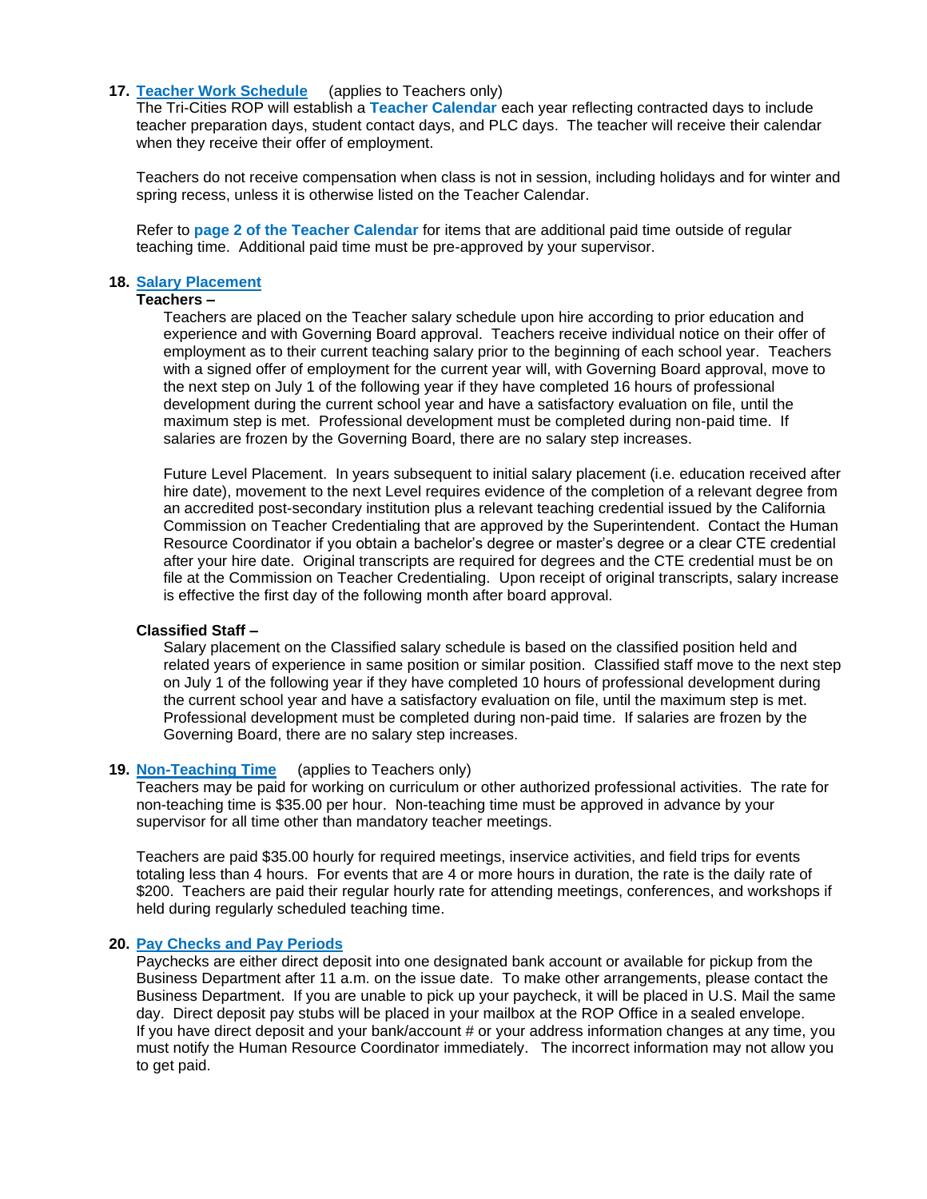**17. Teacher Work Schedule** (applies to Teachers only)

The Tri-Cities ROP will establish a **Teacher Calendar** each year reflecting contracted days to include teacher preparation days, student contact days, and PLC days. The teacher will receive their calendar when they receive their offer of employment.

Teachers do not receive compensation when class is not in session, including holidays and for winter and spring recess, unless it is otherwise listed on the Teacher Calendar.

Refer to **page 2 of the Teacher Calendar** for items that are additional paid time outside of regular teaching time. Additional paid time must be pre-approved by your supervisor.

**18. Salary Placement**

**Teachers –**

Teachers are placed on the Teacher salary schedule upon hire according to prior education and experience and with Governing Board approval. Teachers receive individual notice on their offer of employment as to their current teaching salary prior to the beginning of each school year. Teachers with a signed offer of employment for the current year will, with Governing Board approval, move to the next step on July 1 of the following year if they have completed 16 hours of professional development during the current school year and have a satisfactory evaluation on file, until the maximum step is met. Professional development must be completed during non-paid time. If salaries are frozen by the Governing Board, there are no salary step increases.

Future Level Placement. In years subsequent to initial salary placement (i.e. education received after hire date), movement to the next Level requires evidence of the completion of a relevant degree from an accredited post-secondary institution plus a relevant teaching credential issued by the California Commission on Teacher Credentialing that are approved by the Superintendent. Contact the Human Resource Coordinator if you obtain a bachelor's degree or master's degree or a clear CTE credential after your hire date. Original transcripts are required for degrees and the CTE credential must be on file at the Commission on Teacher Credentialing. Upon receipt of original transcripts, salary increase is effective the first day of the following month after board approval.

**Classified Staff –**

Salary placement on the Classified salary schedule is based on the classified position held and related years of experience in same position or similar position. Classified staff move to the next step on July 1 of the following year if they have completed 10 hours of professional development during the current school year and have a satisfactory evaluation on file, until the maximum step is met. Professional development must be completed during non-paid time. If salaries are frozen by the Governing Board, there are no salary step increases.

**19. Non-Teaching Time** (applies to Teachers only)

Teachers may be paid for working on curriculum or other authorized professional activities. The rate for non-teaching time is $35.00 per hour. Non-teaching time must be approved in advance by your supervisor for all time other than mandatory teacher meetings.

Teachers are paid $35.00 hourly for required meetings, inservice activities, and field trips for events totaling less than 4 hours. For events that are 4 or more hours in duration, the rate is the daily rate of $200. Teachers are paid their regular hourly rate for attending meetings, conferences, and workshops if held during regularly scheduled teaching time.

**20. Pay Checks and Pay Periods**

Paychecks are either direct deposit into one designated bank account or available for pickup from the Business Department after 11 a.m. on the issue date. To make other arrangements, please contact the Business Department. If you are unable to pick up your paycheck, it will be placed in U.S. Mail the same day. Direct deposit pay stubs will be placed in your mailbox at the ROP Office in a sealed envelope. If you have direct deposit and your bank/account # or your address information changes at any time, you must notify the Human Resource Coordinator immediately. The incorrect information may not allow you to get paid.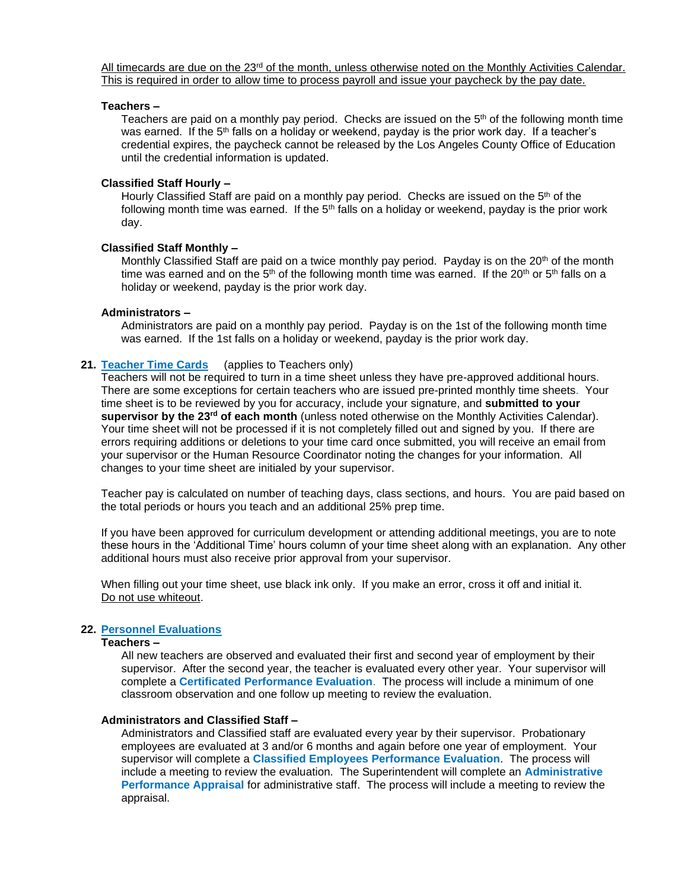<u>All timecards are due on the 23rd of the month, unless otherwise noted on the Monthly Activities Calendar. This is required in order to allow time to process payroll and issue your paycheck by the pay date.</u>

**Teachers –**

Teachers are paid on a monthly pay period. Checks are issued on the 5th of the following month time was earned. If the 5th falls on a holiday or weekend, payday is the prior work day. If a teacher's credential expires, the paycheck cannot be released by the Los Angeles County Office of Education until the credential information is updated.

**Classified Staff Hourly –**

Hourly Classified Staff are paid on a monthly pay period. Checks are issued on the 5th of the following month time was earned. If the 5th falls on a holiday or weekend, payday is the prior work day.

**Classified Staff Monthly –**

Monthly Classified Staff are paid on a twice monthly pay period. Payday is on the 20th of the month time was earned and on the 5th of the following month time was earned. If the 20th or 5th falls on a holiday or weekend, payday is the prior work day.

**Administrators –**

Administrators are paid on a monthly pay period. Payday is on the 1st of the following month time was earned. If the 1st falls on a holiday or weekend, payday is the prior work day.

**21. Teacher Time Cards** (applies to Teachers only)

Teachers will not be required to turn in a time sheet unless they have pre-approved additional hours. There are some exceptions for certain teachers who are issued pre-printed monthly time sheets. Your time sheet is to be reviewed by you for accuracy, include your signature, and **submitted to your supervisor by the 23rd of each month** (unless noted otherwise on the Monthly Activities Calendar). Your time sheet will not be processed if it is not completely filled out and signed by you. If there are errors requiring additions or deletions to your time card once submitted, you will receive an email from your supervisor or the Human Resource Coordinator noting the changes for your information. All changes to your time sheet are initialed by your supervisor.

Teacher pay is calculated on number of teaching days, class sections, and hours. You are paid based on the total periods or hours you teach and an additional 25% prep time.

If you have been approved for curriculum development or attending additional meetings, you are to note these hours in the 'Additional Time' hours column of your time sheet along with an explanation. Any other additional hours must also receive prior approval from your supervisor.

When filling out your time sheet, use black ink only. If you make an error, cross it off and initial it. <u>Do not use whiteout</u>.

**22. Personnel Evaluations**

**Teachers –**

All new teachers are observed and evaluated their first and second year of employment by their supervisor. After the second year, the teacher is evaluated every other year. Your supervisor will complete a **Certificated Performance Evaluation**. The process will include a minimum of one classroom observation and one follow up meeting to review the evaluation.

**Administrators and Classified Staff –**

Administrators and Classified staff are evaluated every year by their supervisor. Probationary employees are evaluated at 3 and/or 6 months and again before one year of employment. Your supervisor will complete a **Classified Employees Performance Evaluation**. The process will include a meeting to review the evaluation. The Superintendent will complete an **Administrative Performance Appraisal** for administrative staff. The process will include a meeting to review the appraisal.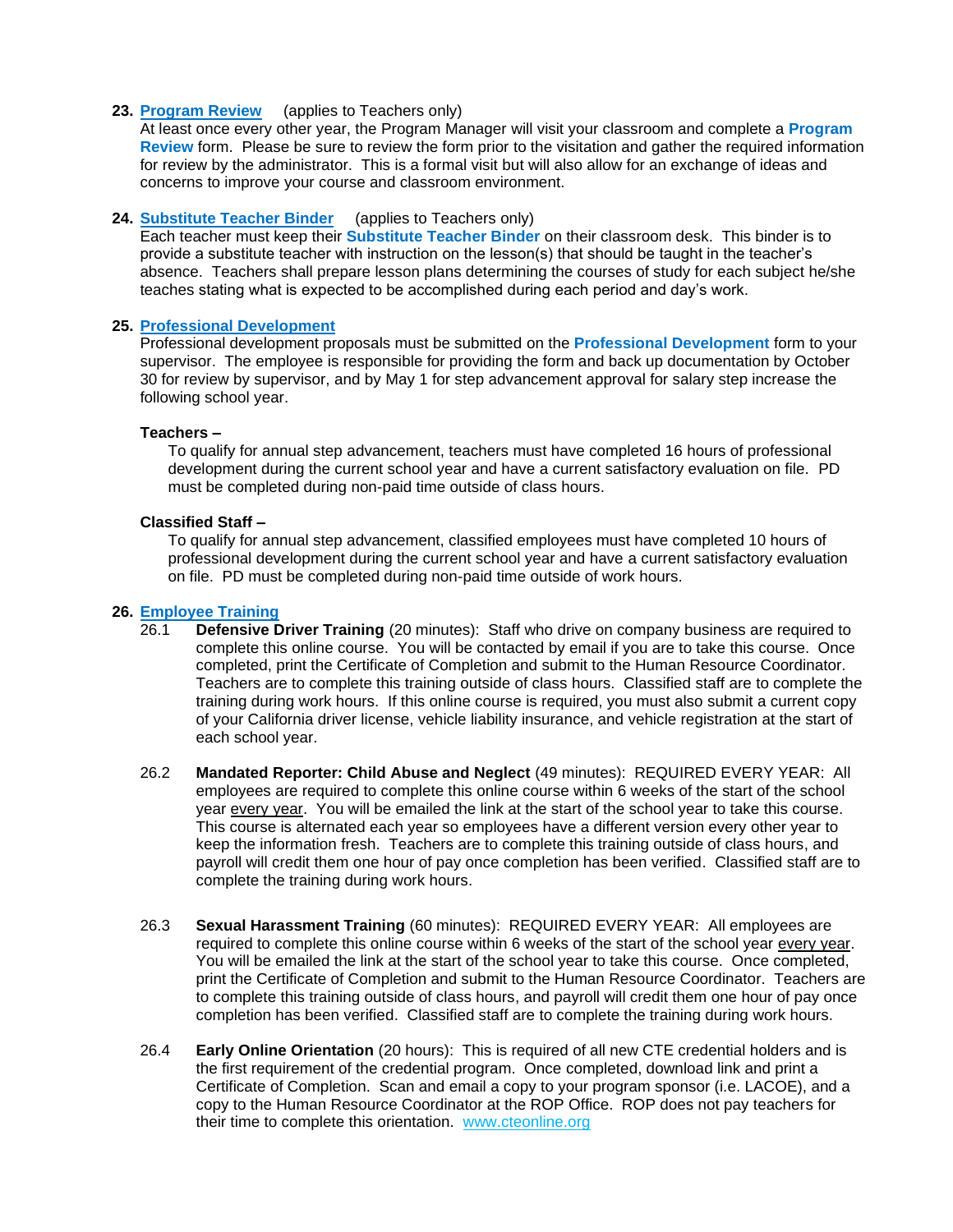**23. Program Review** (applies to Teachers only)

At least once every other year, the Program Manager will visit your classroom and complete a **Program Review** form. Please be sure to review the form prior to the visitation and gather the required information for review by the administrator. This is a formal visit but will also allow for an exchange of ideas and concerns to improve your course and classroom environment.

**24. Substitute Teacher Binder** (applies to Teachers only)

Each teacher must keep their **Substitute Teacher Binder** on their classroom desk. This binder is to provide a substitute teacher with instruction on the lesson(s) that should be taught in the teacher's absence. Teachers shall prepare lesson plans determining the courses of study for each subject he/she teaches stating what is expected to be accomplished during each period and day's work.

**25. Professional Development**

Professional development proposals must be submitted on the **Professional Development** form to your supervisor. The employee is responsible for providing the form and back up documentation by October 30 for review by supervisor, and by May 1 for step advancement approval for salary step increase the following school year.

**Teachers –**

To qualify for annual step advancement, teachers must have completed 16 hours of professional development during the current school year and have a current satisfactory evaluation on file. PD must be completed during non-paid time outside of class hours.

**Classified Staff –**

To qualify for annual step advancement, classified employees must have completed 10 hours of professional development during the current school year and have a current satisfactory evaluation on file. PD must be completed during non-paid time outside of work hours.

**26. Employee Training**

26.1 **Defensive Driver Training** (20 minutes): Staff who drive on company business are required to complete this online course. You will be contacted by email if you are to take this course. Once completed, print the Certificate of Completion and submit to the Human Resource Coordinator. Teachers are to complete this training outside of class hours. Classified staff are to complete the training during work hours. If this online course is required, you must also submit a current copy of your California driver license, vehicle liability insurance, and vehicle registration at the start of each school year.

26.2 **Mandated Reporter: Child Abuse and Neglect** (49 minutes): REQUIRED EVERY YEAR: All employees are required to complete this online course within 6 weeks of the start of the school year every year. You will be emailed the link at the start of the school year to take this course. This course is alternated each year so employees have a different version every other year to keep the information fresh. Teachers are to complete this training outside of class hours, and payroll will credit them one hour of pay once completion has been verified. Classified staff are to complete the training during work hours.

26.3 **Sexual Harassment Training** (60 minutes): REQUIRED EVERY YEAR: All employees are required to complete this online course within 6 weeks of the start of the school year every year. You will be emailed the link at the start of the school year to take this course. Once completed, print the Certificate of Completion and submit to the Human Resource Coordinator. Teachers are to complete this training outside of class hours, and payroll will credit them one hour of pay once completion has been verified. Classified staff are to complete the training during work hours.

26.4 **Early Online Orientation** (20 hours): This is required of all new CTE credential holders and is the first requirement of the credential program. Once completed, download link and print a Certificate of Completion. Scan and email a copy to your program sponsor (i.e. LACOE), and a copy to the Human Resource Coordinator at the ROP Office. ROP does not pay teachers for their time to complete this orientation. www.cteonline.org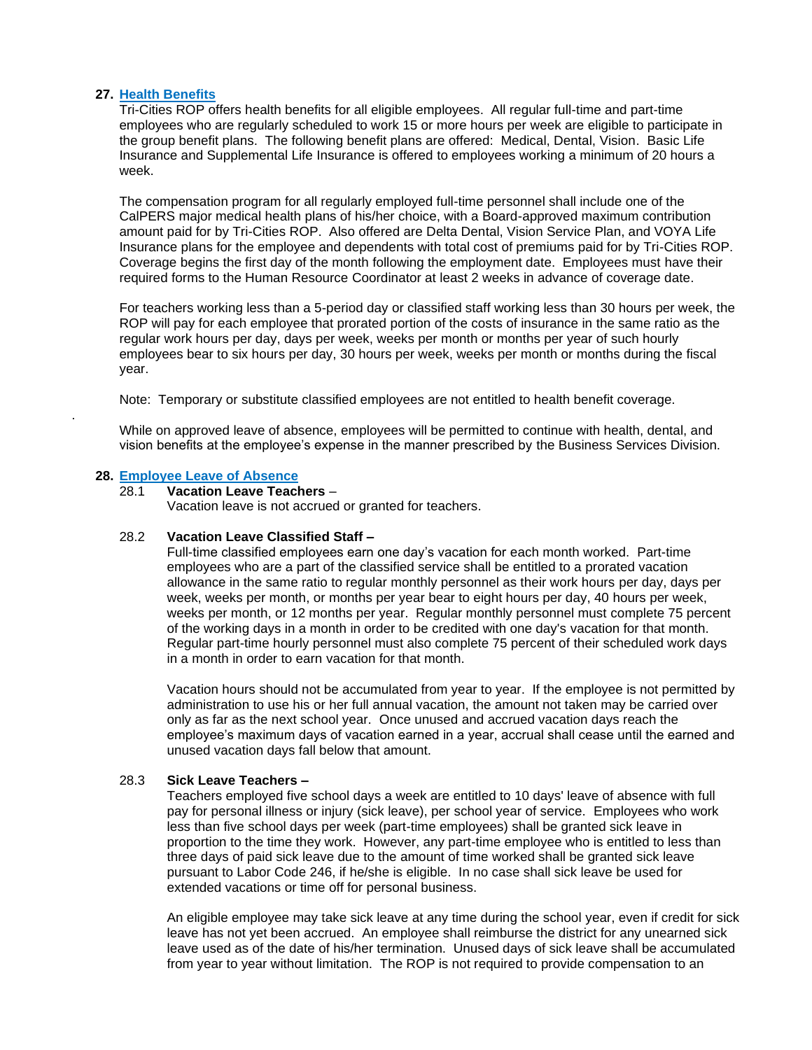## 27. Health Benefits

Tri-Cities ROP offers health benefits for all eligible employees. All regular full-time and part-time employees who are regularly scheduled to work 15 or more hours per week are eligible to participate in the group benefit plans. The following benefit plans are offered: Medical, Dental, Vision. Basic Life Insurance and Supplemental Life Insurance is offered to employees working a minimum of 20 hours a week.

The compensation program for all regularly employed full-time personnel shall include one of the CalPERS major medical health plans of his/her choice, with a Board-approved maximum contribution amount paid for by Tri-Cities ROP. Also offered are Delta Dental, Vision Service Plan, and VOYA Life Insurance plans for the employee and dependents with total cost of premiums paid for by Tri-Cities ROP. Coverage begins the first day of the month following the employment date. Employees must have their required forms to the Human Resource Coordinator at least 2 weeks in advance of coverage date.

For teachers working less than a 5-period day or classified staff working less than 30 hours per week, the ROP will pay for each employee that prorated portion of the costs of insurance in the same ratio as the regular work hours per day, days per week, weeks per month or months per year of such hourly employees bear to six hours per day, 30 hours per week, weeks per month or months during the fiscal year.

Note: Temporary or substitute classified employees are not entitled to health benefit coverage.

While on approved leave of absence, employees will be permitted to continue with health, dental, and vision benefits at the employee's expense in the manner prescribed by the Business Services Division.

## 28. Employee Leave of Absence

28.1 **Vacation Leave Teachers** –
Vacation leave is not accrued or granted for teachers.

28.2 **Vacation Leave Classified Staff –**
Full-time classified employees earn one day's vacation for each month worked. Part-time employees who are a part of the classified service shall be entitled to a prorated vacation allowance in the same ratio to regular monthly personnel as their work hours per day, days per week, weeks per month, or months per year bear to eight hours per day, 40 hours per week, weeks per month, or 12 months per year. Regular monthly personnel must complete 75 percent of the working days in a month in order to be credited with one day's vacation for that month. Regular part-time hourly personnel must also complete 75 percent of their scheduled work days in a month in order to earn vacation for that month.

Vacation hours should not be accumulated from year to year. If the employee is not permitted by administration to use his or her full annual vacation, the amount not taken may be carried over only as far as the next school year. Once unused and accrued vacation days reach the employee's maximum days of vacation earned in a year, accrual shall cease until the earned and unused vacation days fall below that amount.

28.3 **Sick Leave Teachers –**
Teachers employed five school days a week are entitled to 10 days' leave of absence with full pay for personal illness or injury (sick leave), per school year of service. Employees who work less than five school days per week (part-time employees) shall be granted sick leave in proportion to the time they work. However, any part-time employee who is entitled to less than three days of paid sick leave due to the amount of time worked shall be granted sick leave pursuant to Labor Code 246, if he/she is eligible. In no case shall sick leave be used for extended vacations or time off for personal business.

An eligible employee may take sick leave at any time during the school year, even if credit for sick leave has not yet been accrued. An employee shall reimburse the district for any unearned sick leave used as of the date of his/her termination. Unused days of sick leave shall be accumulated from year to year without limitation. The ROP is not required to provide compensation to an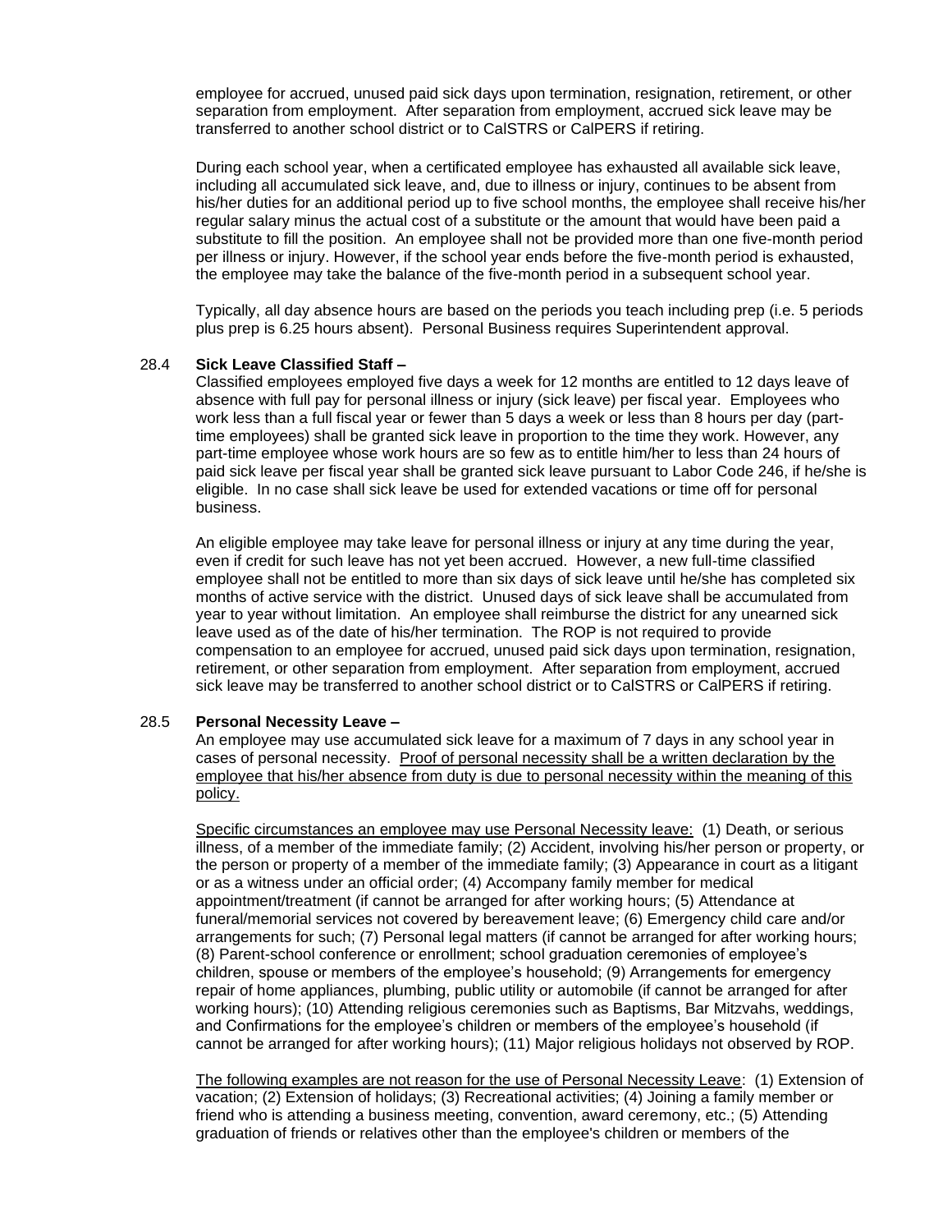employee for accrued, unused paid sick days upon termination, resignation, retirement, or other separation from employment. After separation from employment, accrued sick leave may be transferred to another school district or to CalSTRS or CalPERS if retiring.

During each school year, when a certificated employee has exhausted all available sick leave, including all accumulated sick leave, and, due to illness or injury, continues to be absent from his/her duties for an additional period up to five school months, the employee shall receive his/her regular salary minus the actual cost of a substitute or the amount that would have been paid a substitute to fill the position. An employee shall not be provided more than one five-month period per illness or injury. However, if the school year ends before the five-month period is exhausted, the employee may take the balance of the five-month period in a subsequent school year.

Typically, all day absence hours are based on the periods you teach including prep (i.e. 5 periods plus prep is 6.25 hours absent). Personal Business requires Superintendent approval.

### 28.4 Sick Leave Classified Staff –

Classified employees employed five days a week for 12 months are entitled to 12 days leave of absence with full pay for personal illness or injury (sick leave) per fiscal year. Employees who work less than a full fiscal year or fewer than 5 days a week or less than 8 hours per day (part-time employees) shall be granted sick leave in proportion to the time they work. However, any part-time employee whose work hours are so few as to entitle him/her to less than 24 hours of paid sick leave per fiscal year shall be granted sick leave pursuant to Labor Code 246, if he/she is eligible. In no case shall sick leave be used for extended vacations or time off for personal business.

An eligible employee may take leave for personal illness or injury at any time during the year, even if credit for such leave has not yet been accrued. However, a new full-time classified employee shall not be entitled to more than six days of sick leave until he/she has completed six months of active service with the district. Unused days of sick leave shall be accumulated from year to year without limitation. An employee shall reimburse the district for any unearned sick leave used as of the date of his/her termination. The ROP is not required to provide compensation to an employee for accrued, unused paid sick days upon termination, resignation, retirement, or other separation from employment. After separation from employment, accrued sick leave may be transferred to another school district or to CalSTRS or CalPERS if retiring.

### 28.5 Personal Necessity Leave –

An employee may use accumulated sick leave for a maximum of 7 days in any school year in cases of personal necessity. <u>Proof of personal necessity shall be a written declaration by the employee that his/her absence from duty is due to personal necessity within the meaning of this policy.</u>

<u>Specific circumstances an employee may use Personal Necessity leave:</u> (1) Death, or serious illness, of a member of the immediate family; (2) Accident, involving his/her person or property, or the person or property of a member of the immediate family; (3) Appearance in court as a litigant or as a witness under an official order; (4) Accompany family member for medical appointment/treatment (if cannot be arranged for after working hours; (5) Attendance at funeral/memorial services not covered by bereavement leave; (6) Emergency child care and/or arrangements for such; (7) Personal legal matters (if cannot be arranged for after working hours; (8) Parent-school conference or enrollment; school graduation ceremonies of employee's children, spouse or members of the employee's household; (9) Arrangements for emergency repair of home appliances, plumbing, public utility or automobile (if cannot be arranged for after working hours); (10) Attending religious ceremonies such as Baptisms, Bar Mitzvahs, weddings, and Confirmations for the employee's children or members of the employee's household (if cannot be arranged for after working hours); (11) Major religious holidays not observed by ROP.

<u>The following examples are not reason for the use of Personal Necessity Leave</u>: (1) Extension of vacation; (2) Extension of holidays; (3) Recreational activities; (4) Joining a family member or friend who is attending a business meeting, convention, award ceremony, etc.; (5) Attending graduation of friends or relatives other than the employee's children or members of the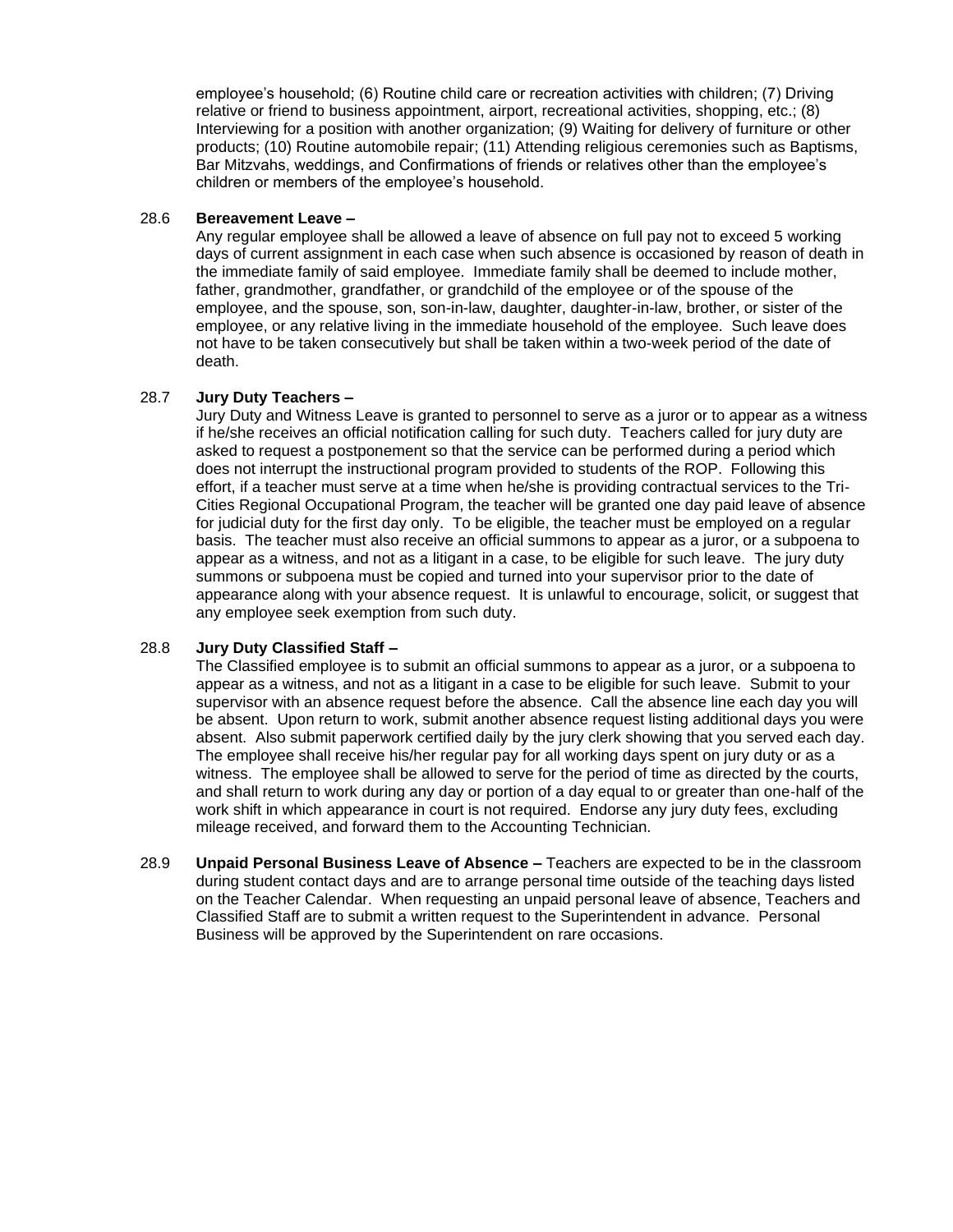employee's household; (6) Routine child care or recreation activities with children; (7) Driving relative or friend to business appointment, airport, recreational activities, shopping, etc.; (8) Interviewing for a position with another organization; (9) Waiting for delivery of furniture or other products; (10) Routine automobile repair; (11) Attending religious ceremonies such as Baptisms, Bar Mitzvahs, weddings, and Confirmations of friends or relatives other than the employee's children or members of the employee's household.

28.6 **Bereavement Leave –**

Any regular employee shall be allowed a leave of absence on full pay not to exceed 5 working days of current assignment in each case when such absence is occasioned by reason of death in the immediate family of said employee. Immediate family shall be deemed to include mother, father, grandmother, grandfather, or grandchild of the employee or of the spouse of the employee, and the spouse, son, son-in-law, daughter, daughter-in-law, brother, or sister of the employee, or any relative living in the immediate household of the employee. Such leave does not have to be taken consecutively but shall be taken within a two-week period of the date of death.

28.7 **Jury Duty Teachers –**

Jury Duty and Witness Leave is granted to personnel to serve as a juror or to appear as a witness if he/she receives an official notification calling for such duty. Teachers called for jury duty are asked to request a postponement so that the service can be performed during a period which does not interrupt the instructional program provided to students of the ROP. Following this effort, if a teacher must serve at a time when he/she is providing contractual services to the Tri-Cities Regional Occupational Program, the teacher will be granted one day paid leave of absence for judicial duty for the first day only. To be eligible, the teacher must be employed on a regular basis. The teacher must also receive an official summons to appear as a juror, or a subpoena to appear as a witness, and not as a litigant in a case, to be eligible for such leave. The jury duty summons or subpoena must be copied and turned into your supervisor prior to the date of appearance along with your absence request. It is unlawful to encourage, solicit, or suggest that any employee seek exemption from such duty.

28.8 **Jury Duty Classified Staff –**

The Classified employee is to submit an official summons to appear as a juror, or a subpoena to appear as a witness, and not as a litigant in a case to be eligible for such leave. Submit to your supervisor with an absence request before the absence. Call the absence line each day you will be absent. Upon return to work, submit another absence request listing additional days you were absent. Also submit paperwork certified daily by the jury clerk showing that you served each day. The employee shall receive his/her regular pay for all working days spent on jury duty or as a witness. The employee shall be allowed to serve for the period of time as directed by the courts, and shall return to work during any day or portion of a day equal to or greater than one-half of the work shift in which appearance in court is not required. Endorse any jury duty fees, excluding mileage received, and forward them to the Accounting Technician.

28.9 **Unpaid Personal Business Leave of Absence –** Teachers are expected to be in the classroom during student contact days and are to arrange personal time outside of the teaching days listed on the Teacher Calendar. When requesting an unpaid personal leave of absence, Teachers and Classified Staff are to submit a written request to the Superintendent in advance. Personal Business will be approved by the Superintendent on rare occasions.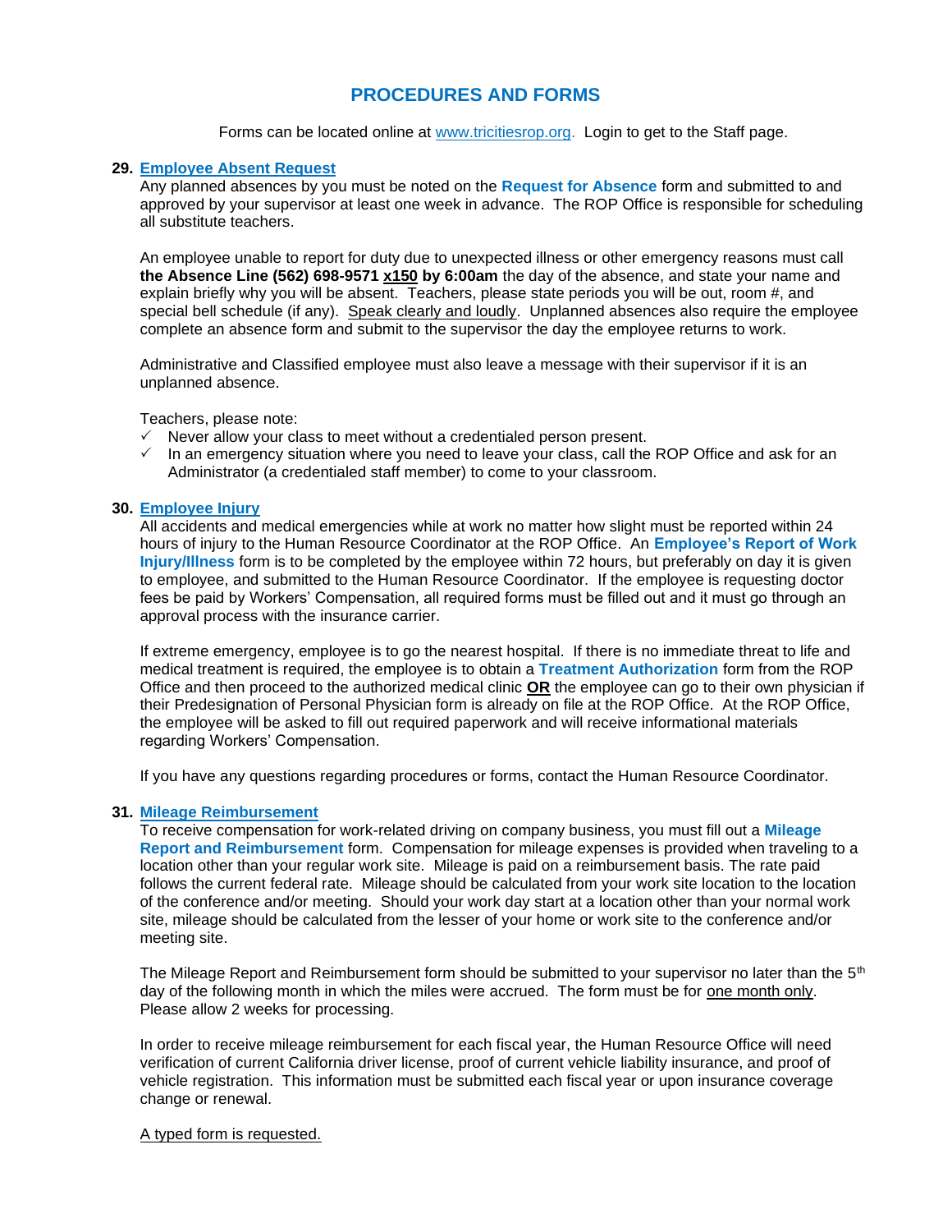# PROCEDURES AND FORMS

Forms can be located online at www.tricitiesrop.org. Login to get to the Staff page.

**29. Employee Absent Request**

Any planned absences by you must be noted on the **Request for Absence** form and submitted to and approved by your supervisor at least one week in advance. The ROP Office is responsible for scheduling all substitute teachers.

An employee unable to report for duty due to unexpected illness or other emergency reasons must call **the Absence Line (562) 698-9571 x150 by 6:00am** the day of the absence, and state your name and explain briefly why you will be absent. Teachers, please state periods you will be out, room #, and special bell schedule (if any). Speak clearly and loudly. Unplanned absences also require the employee complete an absence form and submit to the supervisor the day the employee returns to work.

Administrative and Classified employee must also leave a message with their supervisor if it is an unplanned absence.

Teachers, please note:

- ✓ Never allow your class to meet without a credentialed person present.
- ✓ In an emergency situation where you need to leave your class, call the ROP Office and ask for an Administrator (a credentialed staff member) to come to your classroom.

**30. Employee Injury**

All accidents and medical emergencies while at work no matter how slight must be reported within 24 hours of injury to the Human Resource Coordinator at the ROP Office. An **Employee's Report of Work Injury/Illness** form is to be completed by the employee within 72 hours, but preferably on day it is given to employee, and submitted to the Human Resource Coordinator. If the employee is requesting doctor fees be paid by Workers' Compensation, all required forms must be filled out and it must go through an approval process with the insurance carrier.

If extreme emergency, employee is to go the nearest hospital. If there is no immediate threat to life and medical treatment is required, the employee is to obtain a **Treatment Authorization** form from the ROP Office and then proceed to the authorized medical clinic **OR** the employee can go to their own physician if their Predesignation of Personal Physician form is already on file at the ROP Office. At the ROP Office, the employee will be asked to fill out required paperwork and will receive informational materials regarding Workers' Compensation.

If you have any questions regarding procedures or forms, contact the Human Resource Coordinator.

**31. Mileage Reimbursement**

To receive compensation for work-related driving on company business, you must fill out a **Mileage Report and Reimbursement** form. Compensation for mileage expenses is provided when traveling to a location other than your regular work site. Mileage is paid on a reimbursement basis. The rate paid follows the current federal rate. Mileage should be calculated from your work site location to the location of the conference and/or meeting. Should your work day start at a location other than your normal work site, mileage should be calculated from the lesser of your home or work site to the conference and/or meeting site.

The Mileage Report and Reimbursement form should be submitted to your supervisor no later than the 5th day of the following month in which the miles were accrued. The form must be for one month only. Please allow 2 weeks for processing.

In order to receive mileage reimbursement for each fiscal year, the Human Resource Office will need verification of current California driver license, proof of current vehicle liability insurance, and proof of vehicle registration. This information must be submitted each fiscal year or upon insurance coverage change or renewal.

A typed form is requested.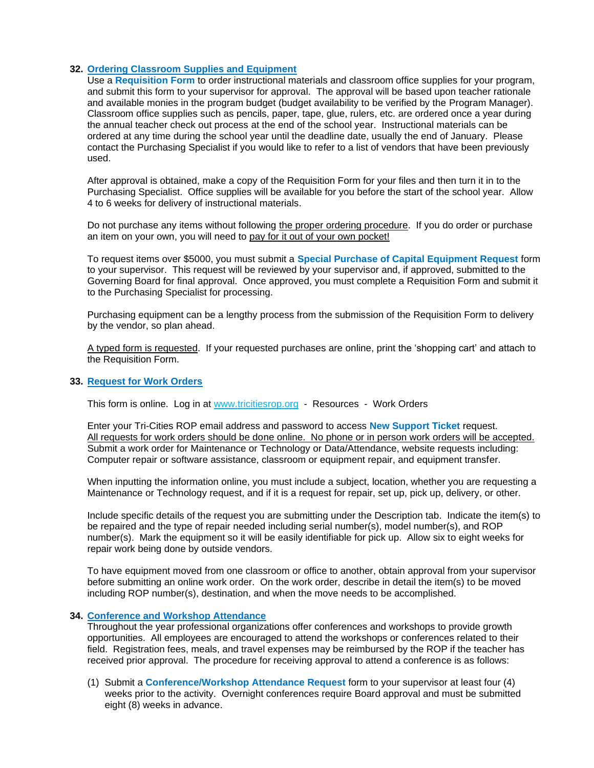**32. Ordering Classroom Supplies and Equipment**

Use a **Requisition Form** to order instructional materials and classroom office supplies for your program, and submit this form to your supervisor for approval. The approval will be based upon teacher rationale and available monies in the program budget (budget availability to be verified by the Program Manager). Classroom office supplies such as pencils, paper, tape, glue, rulers, etc. are ordered once a year during the annual teacher check out process at the end of the school year. Instructional materials can be ordered at any time during the school year until the deadline date, usually the end of January. Please contact the Purchasing Specialist if you would like to refer to a list of vendors that have been previously used.

After approval is obtained, make a copy of the Requisition Form for your files and then turn it in to the Purchasing Specialist. Office supplies will be available for you before the start of the school year. Allow 4 to 6 weeks for delivery of instructional materials.

Do not purchase any items without following the proper ordering procedure. If you do order or purchase an item on your own, you will need to pay for it out of your own pocket!

To request items over $5000, you must submit a **Special Purchase of Capital Equipment Request** form to your supervisor. This request will be reviewed by your supervisor and, if approved, submitted to the Governing Board for final approval. Once approved, you must complete a Requisition Form and submit it to the Purchasing Specialist for processing.

Purchasing equipment can be a lengthy process from the submission of the Requisition Form to delivery by the vendor, so plan ahead.

A typed form is requested. If your requested purchases are online, print the 'shopping cart' and attach to the Requisition Form.

**33. Request for Work Orders**

This form is online. Log in at www.tricitiesrop.org - Resources - Work Orders

Enter your Tri-Cities ROP email address and password to access **New Support Ticket** request. All requests for work orders should be done online. No phone or in person work orders will be accepted. Submit a work order for Maintenance or Technology or Data/Attendance, website requests including: Computer repair or software assistance, classroom or equipment repair, and equipment transfer.

When inputting the information online, you must include a subject, location, whether you are requesting a Maintenance or Technology request, and if it is a request for repair, set up, pick up, delivery, or other.

Include specific details of the request you are submitting under the Description tab. Indicate the item(s) to be repaired and the type of repair needed including serial number(s), model number(s), and ROP number(s). Mark the equipment so it will be easily identifiable for pick up. Allow six to eight weeks for repair work being done by outside vendors.

To have equipment moved from one classroom or office to another, obtain approval from your supervisor before submitting an online work order. On the work order, describe in detail the item(s) to be moved including ROP number(s), destination, and when the move needs to be accomplished.

**34. Conference and Workshop Attendance**

Throughout the year professional organizations offer conferences and workshops to provide growth opportunities. All employees are encouraged to attend the workshops or conferences related to their field. Registration fees, meals, and travel expenses may be reimbursed by the ROP if the teacher has received prior approval. The procedure for receiving approval to attend a conference is as follows:

(1) Submit a **Conference/Workshop Attendance Request** form to your supervisor at least four (4) weeks prior to the activity. Overnight conferences require Board approval and must be submitted eight (8) weeks in advance.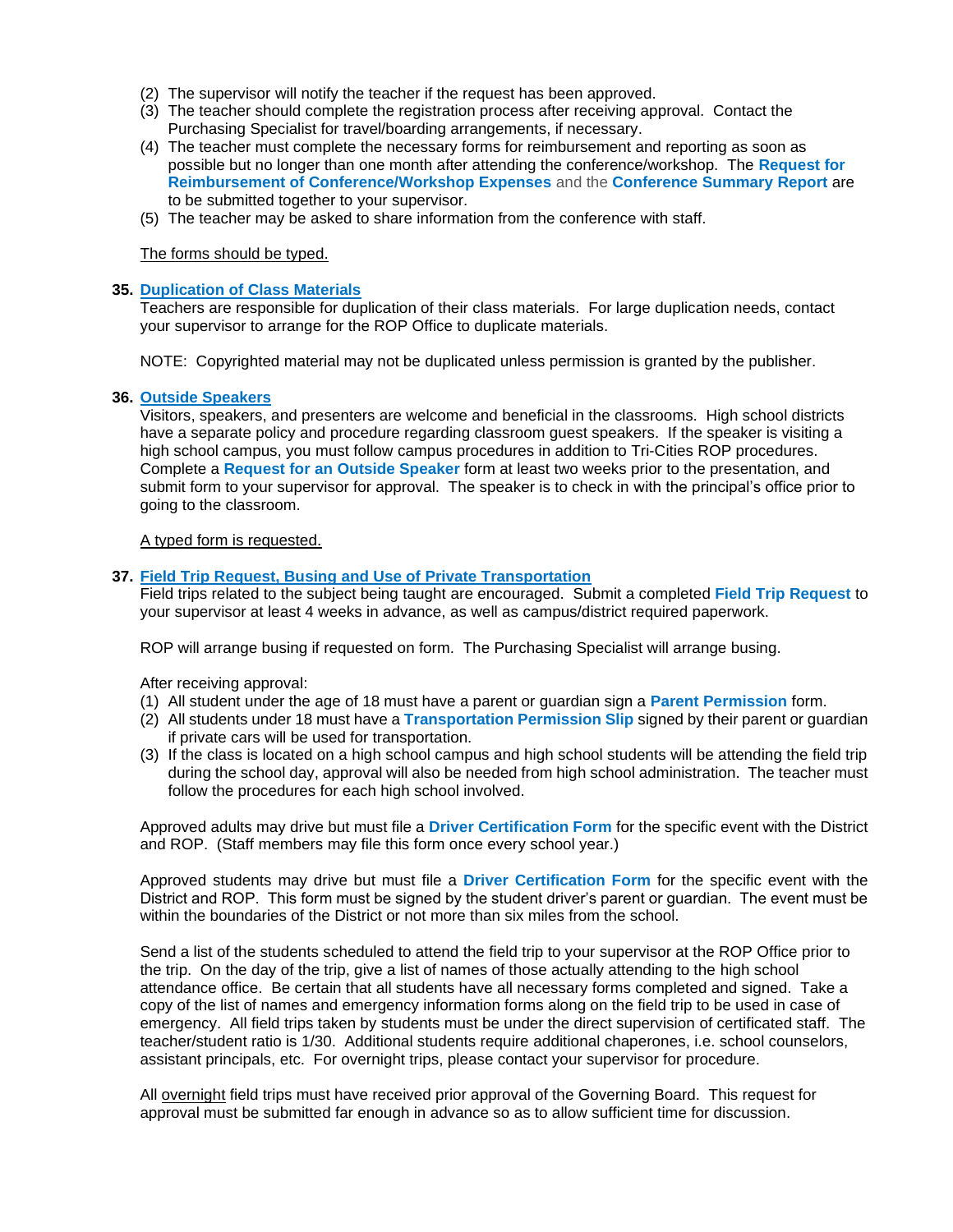(2) The supervisor will notify the teacher if the request has been approved.
(3) The teacher should complete the registration process after receiving approval. Contact the Purchasing Specialist for travel/boarding arrangements, if necessary.
(4) The teacher must complete the necessary forms for reimbursement and reporting as soon as possible but no longer than one month after attending the conference/workshop. The **Request for Reimbursement of Conference/Workshop Expenses** and the **Conference Summary Report** are to be submitted together to your supervisor.
(5) The teacher may be asked to share information from the conference with staff.

The forms should be typed.

**35. Duplication of Class Materials**

Teachers are responsible for duplication of their class materials. For large duplication needs, contact your supervisor to arrange for the ROP Office to duplicate materials.

NOTE: Copyrighted material may not be duplicated unless permission is granted by the publisher.

**36. Outside Speakers**

Visitors, speakers, and presenters are welcome and beneficial in the classrooms. High school districts have a separate policy and procedure regarding classroom guest speakers. If the speaker is visiting a high school campus, you must follow campus procedures in addition to Tri-Cities ROP procedures. Complete a **Request for an Outside Speaker** form at least two weeks prior to the presentation, and submit form to your supervisor for approval. The speaker is to check in with the principal's office prior to going to the classroom.

A typed form is requested.

**37. Field Trip Request, Busing and Use of Private Transportation**

Field trips related to the subject being taught are encouraged. Submit a completed **Field Trip Request** to your supervisor at least 4 weeks in advance, as well as campus/district required paperwork.

ROP will arrange busing if requested on form. The Purchasing Specialist will arrange busing.

After receiving approval:

(1) All student under the age of 18 must have a parent or guardian sign a **Parent Permission** form.
(2) All students under 18 must have a **Transportation Permission Slip** signed by their parent or guardian if private cars will be used for transportation.
(3) If the class is located on a high school campus and high school students will be attending the field trip during the school day, approval will also be needed from high school administration. The teacher must follow the procedures for each high school involved.

Approved adults may drive but must file a **Driver Certification Form** for the specific event with the District and ROP. (Staff members may file this form once every school year.)

Approved students may drive but must file a **Driver Certification Form** for the specific event with the District and ROP. This form must be signed by the student driver's parent or guardian. The event must be within the boundaries of the District or not more than six miles from the school.

Send a list of the students scheduled to attend the field trip to your supervisor at the ROP Office prior to the trip. On the day of the trip, give a list of names of those actually attending to the high school attendance office. Be certain that all students have all necessary forms completed and signed. Take a copy of the list of names and emergency information forms along on the field trip to be used in case of emergency. All field trips taken by students must be under the direct supervision of certificated staff. The teacher/student ratio is 1/30. Additional students require additional chaperones, i.e. school counselors, assistant principals, etc. For overnight trips, please contact your supervisor for procedure.

All overnight field trips must have received prior approval of the Governing Board. This request for approval must be submitted far enough in advance so as to allow sufficient time for discussion.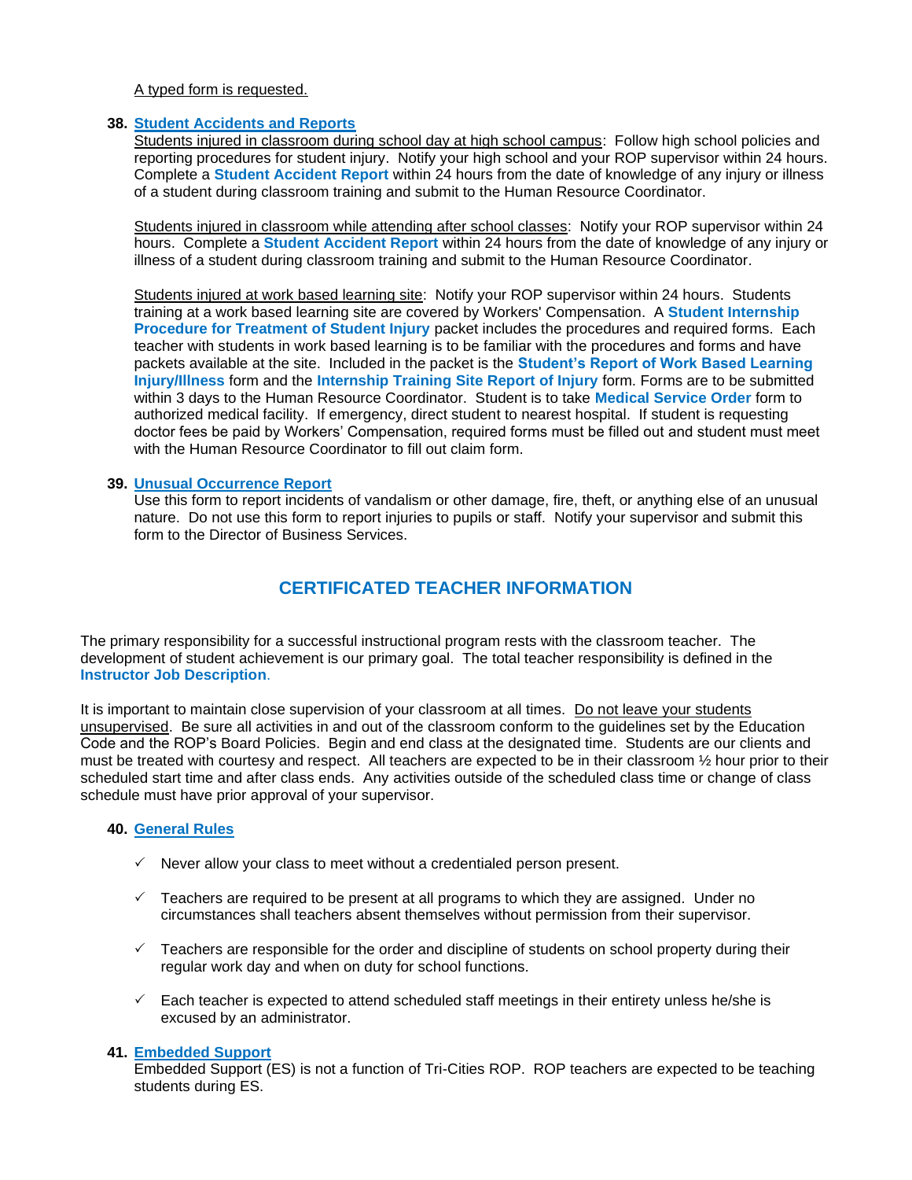A typed form is requested.

**38. Student Accidents and Reports**

Students injured in classroom during school day at high school campus: Follow high school policies and reporting procedures for student injury. Notify your high school and your ROP supervisor within 24 hours. Complete a **Student Accident Report** within 24 hours from the date of knowledge of any injury or illness of a student during classroom training and submit to the Human Resource Coordinator.

Students injured in classroom while attending after school classes: Notify your ROP supervisor within 24 hours. Complete a **Student Accident Report** within 24 hours from the date of knowledge of any injury or illness of a student during classroom training and submit to the Human Resource Coordinator.

Students injured at work based learning site: Notify your ROP supervisor within 24 hours. Students training at a work based learning site are covered by Workers' Compensation. A **Student Internship Procedure for Treatment of Student Injury** packet includes the procedures and required forms. Each teacher with students in work based learning is to be familiar with the procedures and forms and have packets available at the site. Included in the packet is the **Student's Report of Work Based Learning Injury/Illness** form and the **Internship Training Site Report of Injury** form. Forms are to be submitted within 3 days to the Human Resource Coordinator. Student is to take **Medical Service Order** form to authorized medical facility. If emergency, direct student to nearest hospital. If student is requesting doctor fees be paid by Workers' Compensation, required forms must be filled out and student must meet with the Human Resource Coordinator to fill out claim form.

**39. Unusual Occurrence Report**

Use this form to report incidents of vandalism or other damage, fire, theft, or anything else of an unusual nature. Do not use this form to report injuries to pupils or staff. Notify your supervisor and submit this form to the Director of Business Services.

## CERTIFICATED TEACHER INFORMATION

The primary responsibility for a successful instructional program rests with the classroom teacher. The development of student achievement is our primary goal. The total teacher responsibility is defined in the **Instructor Job Description**.

It is important to maintain close supervision of your classroom at all times. Do not leave your students unsupervised. Be sure all activities in and out of the classroom conform to the guidelines set by the Education Code and the ROP's Board Policies. Begin and end class at the designated time. Students are our clients and must be treated with courtesy and respect. All teachers are expected to be in their classroom ½ hour prior to their scheduled start time and after class ends. Any activities outside of the scheduled class time or change of class schedule must have prior approval of your supervisor.

**40. General Rules**

- ✓ Never allow your class to meet without a credentialed person present.
- ✓ Teachers are required to be present at all programs to which they are assigned. Under no circumstances shall teachers absent themselves without permission from their supervisor.
- ✓ Teachers are responsible for the order and discipline of students on school property during their regular work day and when on duty for school functions.
- ✓ Each teacher is expected to attend scheduled staff meetings in their entirety unless he/she is excused by an administrator.

**41. Embedded Support**

Embedded Support (ES) is not a function of Tri-Cities ROP. ROP teachers are expected to be teaching students during ES.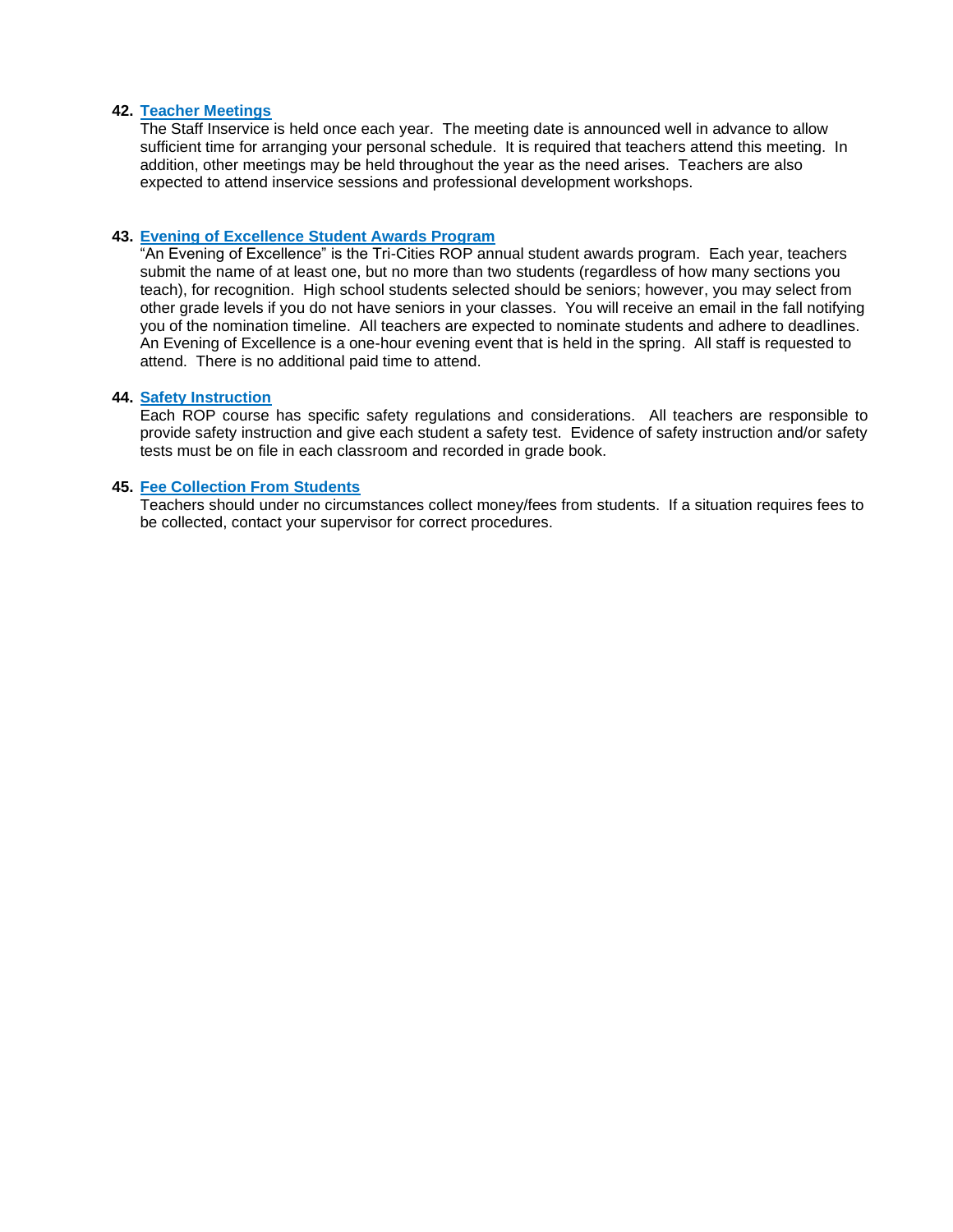**42. Teacher Meetings**

The Staff Inservice is held once each year. The meeting date is announced well in advance to allow sufficient time for arranging your personal schedule. It is required that teachers attend this meeting. In addition, other meetings may be held throughout the year as the need arises. Teachers are also expected to attend inservice sessions and professional development workshops.

**43. Evening of Excellence Student Awards Program**

"An Evening of Excellence" is the Tri-Cities ROP annual student awards program. Each year, teachers submit the name of at least one, but no more than two students (regardless of how many sections you teach), for recognition. High school students selected should be seniors; however, you may select from other grade levels if you do not have seniors in your classes. You will receive an email in the fall notifying you of the nomination timeline. All teachers are expected to nominate students and adhere to deadlines. An Evening of Excellence is a one-hour evening event that is held in the spring. All staff is requested to attend. There is no additional paid time to attend.

**44. Safety Instruction**

Each ROP course has specific safety regulations and considerations. All teachers are responsible to provide safety instruction and give each student a safety test. Evidence of safety instruction and/or safety tests must be on file in each classroom and recorded in grade book.

**45. Fee Collection From Students**

Teachers should under no circumstances collect money/fees from students. If a situation requires fees to be collected, contact your supervisor for correct procedures.